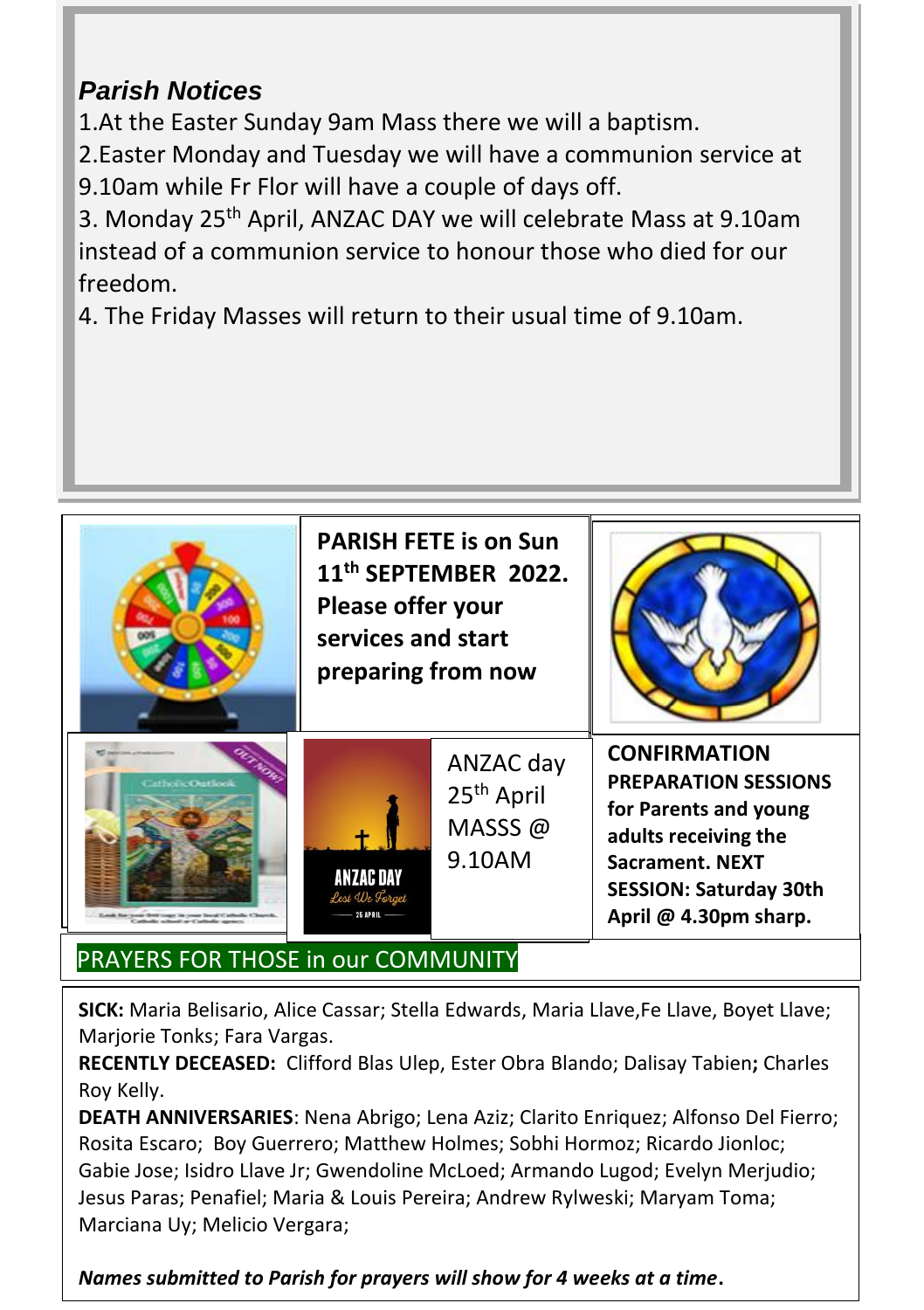## *Parish Notices*

1.At the Easter Sunday 9am Mass there we will a baptism.

2.Easter Monday and Tuesday we will have a communion service at 9.10am while Fr Flor will have a couple of days off.

3. Monday 25th April, ANZAC DAY we will celebrate Mass at 9.10am instead of a communion service to honour those who died for our freedom.

4. The Friday Masses will return to their usual time of 9.10am.

**PARISH FETE is on Sun 11th SEPTEMBER 2022. Please offer your services and start preparing from now**

ANZAC day 25th April MASSS @ 9.10AM

**CONFIRMATION PREPARATION SESSIONS for Parents and young adults receiving the Sacrament. NEXT SESSION: Saturday 30th April @ 4.30pm sharp.**

## PRAYERS FOR THOSE in our COMMUNITY

**SICK:** Maria Belisario, Alice Cassar; Stella Edwards, Maria Llave,Fe Llave, Boyet Llave; Marjorie Tonks; Fara Vargas.

**RECENTLY DECEASED:** Clifford Blas Ulep, Ester Obra Blando; Dalisay Tabien**;** Charles Roy Kelly.

**DEATH ANNIVERSARIES**: Nena Abrigo; Lena Aziz; Clarito Enriquez; Alfonso Del Fierro; Rosita Escaro; Boy Guerrero; Matthew Holmes; Sobhi Hormoz; Ricardo Jionloc; Gabie Jose; Isidro Llave Jr; Gwendoline McLoed; Armando Lugod; Evelyn Merjudio; Jesus Paras; Penafiel; Maria & Louis Pereira; Andrew Rylweski; Maryam Toma; Marciana Uy; Melicio Vergara;

***Names submitted to Parish for prayers will show for 4 weeks at a time.***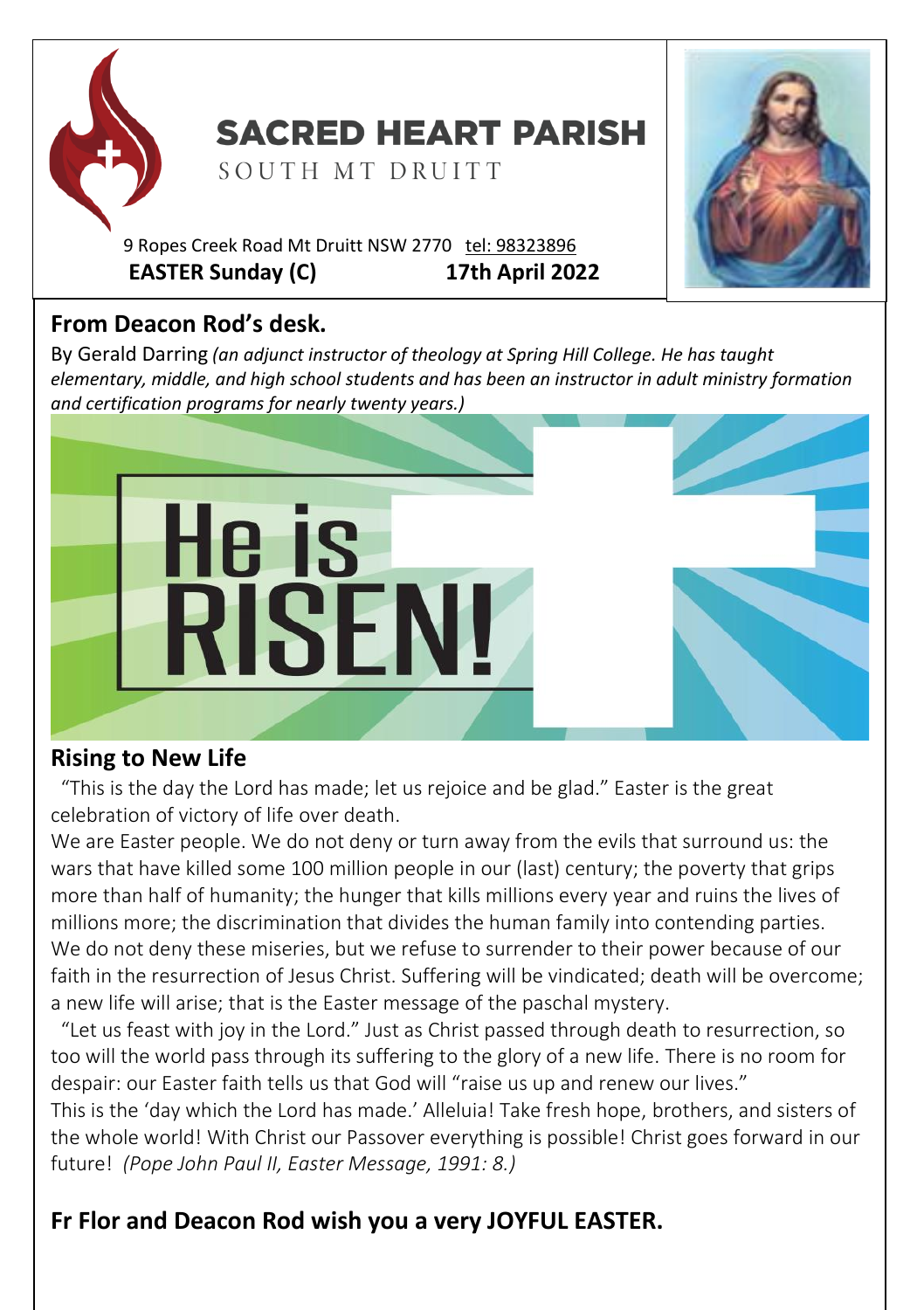# SACRED HEART PARISH

SOUTH MT DRUITT

9 Ropes Creek Road Mt Druitt NSW 2770 tel: 98323896

**EASTER Sunday (C) 17th April 2022**

## From Deacon Rod's desk.

By Gerald Darring *(an adjunct instructor of theology at Spring Hill College. He has taught elementary, middle, and high school students and has been an instructor in adult ministry formation and certification programs for nearly twenty years.)*

He is RISEN!

## Rising to New Life

"This is the day the Lord has made; let us rejoice and be glad." Easter is the great celebration of victory of life over death.

We are Easter people. We do not deny or turn away from the evils that surround us: the wars that have killed some 100 million people in our (last) century; the poverty that grips more than half of humanity; the hunger that kills millions every year and ruins the lives of millions more; the discrimination that divides the human family into contending parties. We do not deny these miseries, but we refuse to surrender to their power because of our faith in the resurrection of Jesus Christ. Suffering will be vindicated; death will be overcome; a new life will arise; that is the Easter message of the paschal mystery.

"Let us feast with joy in the Lord." Just as Christ passed through death to resurrection, so too will the world pass through its suffering to the glory of a new life. There is no room for despair: our Easter faith tells us that God will "raise us up and renew our lives."

This is the 'day which the Lord has made.' Alleluia! Take fresh hope, brothers, and sisters of the whole world! With Christ our Passover everything is possible! Christ goes forward in our future! *(Pope John Paul II, Easter Message, 1991: 8.)*

## Fr Flor and Deacon Rod wish you a very JOYFUL EASTER.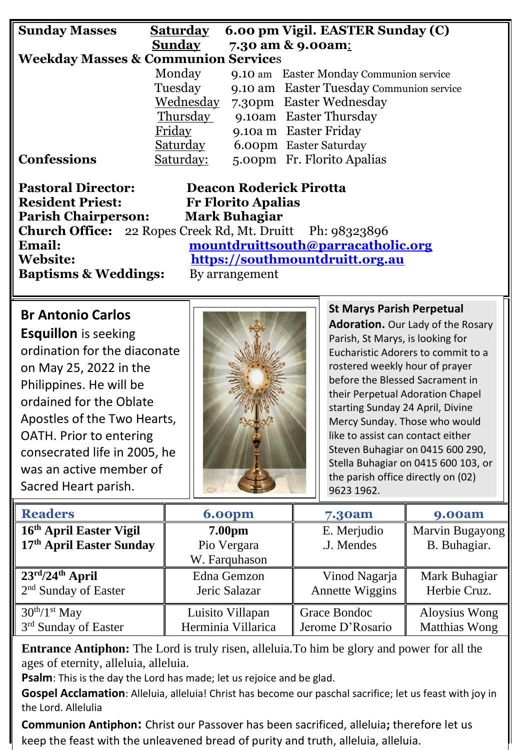| | | |
|---|---|---|
| **Sunday Masses** | **Saturday** | **6.00 pm Vigil. EASTER Sunday (C)** |
| | **Sunday** | **7.30 am & 9.00am:** |

**Weekday Masses & Communion Services**

| | | |
|---|---|---|
| Monday | 9.10 am | Easter Monday Communion service |
| Tuesday | 9.10 am | Easter Tuesday Communion service |
| Wednesday | 7.30pm | Easter Wednesday |
| Thursday | 9.10am | Easter Thursday |
| Friday | 9.10a m | Easter Friday |
| Saturday | 6.00pm | Easter Saturday |

**Confessions** Saturday: 5.00pm Fr. Florito Apalias

**Pastoral Director:** **Deacon Roderick Pirotta**
**Resident Priest:** **Fr Florito Apalias**
**Parish Chairperson:** **Mark Buhagiar**
**Church Office:** 22 Ropes Creek Rd, Mt. Druitt Ph: 98323896
**Email:** **mountdruittsouth@parracatholic.org**
**Website:** **https://southmountdruitt.org.au**
**Baptisms & Weddings:** By arrangement

**Br Antonio Carlos Esquillon** is seeking ordination for the diaconate on May 25, 2022 in the Philippines. He will be ordained for the Oblate Apostles of the Two Hearts, OATH. Prior to entering consecrated life in 2005, he was an active member of Sacred Heart parish.

**St Marys Parish Perpetual Adoration.** Our Lady of the Rosary Parish, St Marys, is looking for Eucharistic Adorers to commit to a rostered weekly hour of prayer before the Blessed Sacrament in their Perpetual Adoration Chapel starting Sunday 24 April, Divine Mercy Sunday. Those who would like to assist can contact either Steven Buhagiar on 0415 600 290, Stella Buhagiar on 0415 600 103, or the parish office directly on (02) 9623 1962.

| **Readers** | **6.00pm** | **7.30am** | **9.00am** |
|---|---|---|---|
| **16th April Easter Vigil** **17th April Easter Sunday** | **7.00pm** Pio Vergara W. Farquhason | E. Merjudio .J. Mendes | Marvin Bugayong B. Buhagiar. |
| **23rd/24th April** 2nd Sunday of Easter | Edna Gemzon Jeric Salazar | Vinod Nagarja Annette Wiggins | Mark Buhagiar Herbie Cruz. |
| 30th/1st May 3rd Sunday of Easter | Luisito Villapan Herminia Villarica | Grace Bondoc Jerome D'Rosario | Aloysius Wong Matthias Wong |

**Entrance Antiphon:** The Lord is truly risen, alleluia.To him be glory and power for all the ages of eternity, alleluia, alleluia.

**Psalm**: This is the day the Lord has made; let us rejoice and be glad.

**Gospel Acclamation**: Alleluia, alleluia! Christ has become our paschal sacrifice; let us feast with joy in the Lord. Allelulia

**Communion Antiphon:** Christ our Passover has been sacrificed, alleluia**;** therefore let us keep the feast with the unleavened bread of purity and truth, alleluia, alleluia.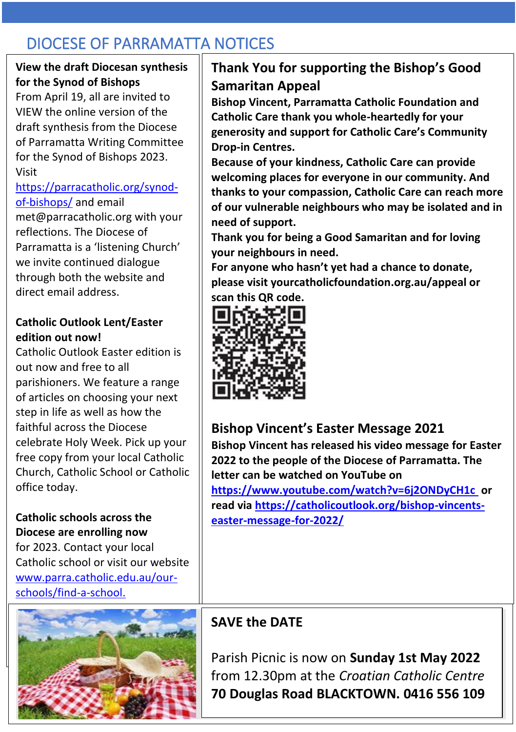# DIOCESE OF PARRAMATTA NOTICES

**View the draft Diocesan synthesis for the Synod of Bishops**

From April 19, all are invited to VIEW the online version of the draft synthesis from the Diocese of Parramatta Writing Committee for the Synod of Bishops 2023. Visit https://parracatholic.org/synod-of-bishops/ and email met@parracatholic.org with your reflections. The Diocese of Parramatta is a 'listening Church' we invite continued dialogue through both the website and direct email address.

**Catholic Outlook Lent/Easter edition out now!**

Catholic Outlook Easter edition is out now and free to all parishioners. We feature a range of articles on choosing your next step in life as well as how the faithful across the Diocese celebrate Holy Week. Pick up your free copy from your local Catholic Church, Catholic School or Catholic office today.

**Catholic schools across the Diocese are enrolling now**

for 2023. Contact your local Catholic school or visit our website www.parra.catholic.edu.au/our-schools/find-a-school.

## Thank You for supporting the Bishop's Good Samaritan Appeal

**Bishop Vincent, Parramatta Catholic Foundation and Catholic Care thank you whole-heartedly for your generosity and support for Catholic Care's Community Drop-in Centres.**

**Because of your kindness, Catholic Care can provide welcoming places for everyone in our community. And thanks to your compassion, Catholic Care can reach more of our vulnerable neighbours who may be isolated and in need of support.**

**Thank you for being a Good Samaritan and for loving your neighbours in need.**

**For anyone who hasn't yet had a chance to donate, please visit yourcatholicfoundation.org.au/appeal or scan this QR code.**

## Bishop Vincent's Easter Message 2021

**Bishop Vincent has released his video message for Easter 2022 to the people of the Diocese of Parramatta. The letter can be watched on YouTube on https://www.youtube.com/watch?v=6j2ONDyCH1c or read via https://catholicoutlook.org/bishop-vincents-easter-message-for-2022/**

## SAVE the DATE

Parish Picnic is now on **Sunday 1st May 2022** from 12.30pm at the *Croatian Catholic Centre* **70 Douglas Road BLACKTOWN. 0416 556 109**